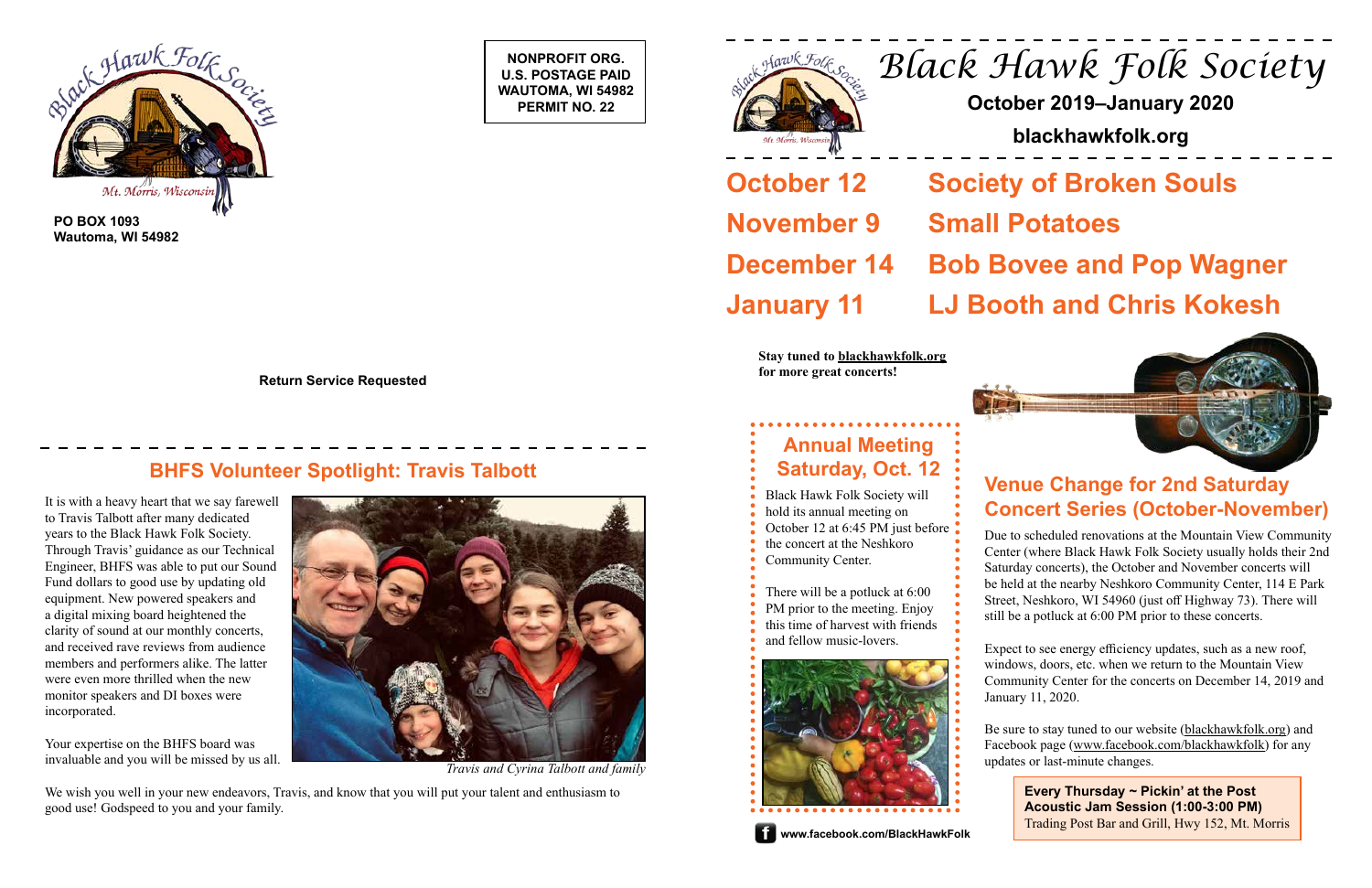Black Hawk Folk Society
Mt. Morris, Wisconsin

**PO BOX 1093**
**Wautoma, WI 54982**

**NONPROFIT ORG.**
**U.S. POSTAGE PAID**
**WAUTOMA, WI 54982**
**PERMIT NO. 22**

**Return Service Requested**

## BHFS Volunteer Spotlight: Travis Talbott

It is with a heavy heart that we say farewell to Travis Talbott after many dedicated years to the Black Hawk Folk Society. Through Travis' guidance as our Technical Engineer, BHFS was able to put our Sound Fund dollars to good use by updating old equipment. New powered speakers and a digital mixing board heightened the clarity of sound at our monthly concerts, and received rave reviews from audience members and performers alike. The latter were even more thrilled when the new monitor speakers and DI boxes were incorporated.

Your expertise on the BHFS board was invaluable and you will be missed by us all.

*Travis and Cyrina Talbott and family*

We wish you well in your new endeavors, Travis, and know that you will put your talent and enthusiasm to good use! Godspeed to you and your family.

# Black Hawk Folk Society

**October 2019–January 2020**

**blackhawkfolk.org**

## October 12 — Society of Broken Souls
## November 9 — Small Potatoes
## December 14 — Bob Bovee and Pop Wagner
## January 11 — LJ Booth and Chris Kokesh

**Stay tuned to blackhawkfolk.org for more great concerts!**

## Annual Meeting Saturday, Oct. 12

Black Hawk Folk Society will hold its annual meeting on October 12 at 6:45 PM just before the concert at the Neshkoro Community Center.

There will be a potluck at 6:00 PM prior to the meeting. Enjoy this time of harvest with friends and fellow music-lovers.

**www.facebook.com/BlackHawkFolk**

## Venue Change for 2nd Saturday Concert Series (October-November)

Due to scheduled renovations at the Mountain View Community Center (where Black Hawk Folk Society usually holds their 2nd Saturday concerts), the October and November concerts will be held at the nearby Neshkoro Community Center, 114 E Park Street, Neshkoro, WI 54960 (just off Highway 73). There will still be a potluck at 6:00 PM prior to these concerts.

Expect to see energy efficiency updates, such as a new roof, windows, doors, etc. when we return to the Mountain View Community Center for the concerts on December 14, 2019 and January 11, 2020.

Be sure to stay tuned to our website (blackhawkfolk.org) and Facebook page (www.facebook.com/blackhawkfolk) for any updates or last-minute changes.

**Every Thursday ~ Pickin' at the Post**
**Acoustic Jam Session (1:00-3:00 PM)**
Trading Post Bar and Grill, Hwy 152, Mt. Morris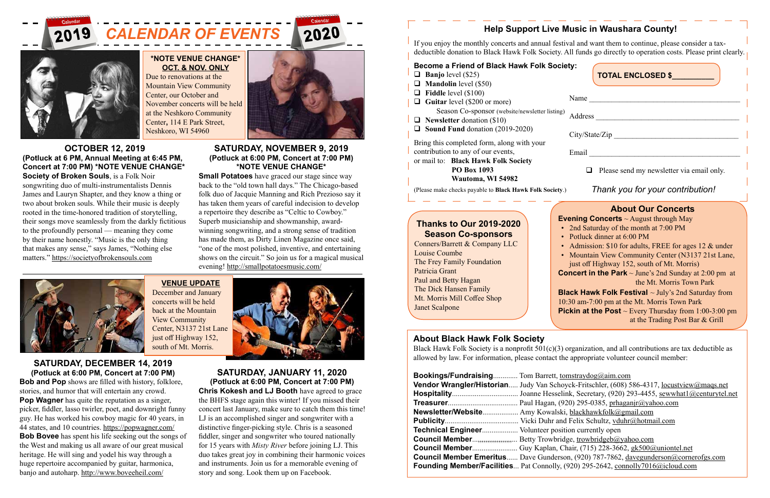# 2019 CALENDAR OF EVENTS 2020

**\*NOTE VENUE CHANGE\***
**OCT. & NOV. ONLY**

Due to renovations at the Mountain View Community Center, our October and November concerts will be held at the Neshkoro Community Center, 114 E Park Street, Neshkoro, WI 54960

## OCTOBER 12, 2019

**(Potluck at 6 PM, Annual Meeting at 6:45 PM, Concert at 7:00 PM) \*NOTE VENUE CHANGE\***

**Society of Broken Souls**, is a Folk Noir songwriting duo of multi-instrumentalists Dennis James and Lauryn Shapter, and they know a thing or two about broken souls. While their music is deeply rooted in the time-honored tradition of storytelling, their songs move seamlessly from the darkly fictitious to the profoundly personal — meaning they come by their name honestly. "Music is the only thing that makes any sense," says James, "Nothing else matters." https://societyofbrokensouls.com

## SATURDAY, NOVEMBER 9, 2019

**(Potluck at 6:00 PM, Concert at 7:00 PM) \*NOTE VENUE CHANGE\***

**Small Potatoes** have graced our stage since way back to the "old town hall days." The Chicago-based folk duo of Jacquie Manning and Rich Prezioso say it has taken them years of careful indecision to develop a repertoire they describe as "Celtic to Cowboy." Superb musicianship and showmanship, award-winning songwriting, and a strong sense of tradition has made them, as Dirty Linen Magazine once said, "one of the most polished, inventive, and entertaining shows on the circuit." So join us for a magical musical evening! http://smallpotatoesmusic.com/

**VENUE UPDATE**

December and January concerts will be held back at the Mountain View Community Center, N3137 21st Lane just off Highway 152, south of Mt. Morris.

## SATURDAY, DECEMBER 14, 2019

**(Potluck at 6:00 PM, Concert at 7:00 PM)**

**Bob and Pop** shows are filled with history, folklore, stories, and humor that will entertain any crowd. **Pop Wagner** has quite the reputation as a singer, picker, fiddler, lasso twirler, poet, and downright funny guy. He has worked his cowboy magic for 40 years, in 44 states, and 10 countries. https://popwagner.com/ **Bob Bovee** has spent his life seeking out the songs of the West and making us all aware of our great musical heritage. He will sing and yodel his way through a huge repertoire accompanied by guitar, harmonica, banjo and autoharp. http://www.boveeheil.com/

## SATURDAY, JANUARY 11, 2020

**(Potluck at 6:00 PM, Concert at 7:00 PM)**

**Chris Kokesh and LJ Booth** have agreed to grace the BHFS stage again this winter! If you missed their concert last January, make sure to catch them this time! LJ is an accomplished singer and songwriter with a distinctive finger-picking style. Chris is a seasoned fiddler, singer and songwriter who toured nationally for 15 years with *Misty River* before joining LJ. This duo takes great joy in combining their harmonic voices and instruments. Join us for a memorable evening of story and song. Look them up on Facebook.

## Help Support Live Music in Waushara County!

If you enjoy the monthly concerts and annual festival and want them to continue, please consider a tax-deductible donation to Black Hawk Folk Society. All funds go directly to operation costs. Please print clearly.

**Become a Friend of Black Hawk Folk Society:**

- ❑ **Banjo** level ($25)
- ❑ **Mandolin** level ($50)
- ❑ **Fiddle** level ($100)
- ❑ **Guitar** level ($200 or more)
  Season Co-sponsor (website/newsletter listing)
- ❑ **Newsletter** donation ($10)
- ❑ **Sound Fund** donation (2019-2020)

**TOTAL ENCLOSED $__________**

Name ____________________

Address ____________________

City/State/Zip ____________________

Email ____________________

❑ Please send my newsletter via email only.

Bring this completed form, along with your contribution to any of our events, or mail to: **Black Hawk Folk Society**
**PO Box 1093**
**Wautoma, WI 54982**

(Please make checks payable to **Black Hawk Folk Society**.)

*Thank you for your contribution!*

## Thanks to Our 2019-2020 Season Co-sponsors

Conners/Barrett & Company LLC
Louise Coumbe
The Frey Family Foundation
Patricia Grant
Paul and Betty Hagan
The Dick Hansen Family
Mt. Morris Mill Coffee Shop
Janet Scalpone

## About Our Concerts

**Evening Concerts** ~ August through May

- 2nd Saturday of the month at 7:00 PM
- Potluck dinner at 6:00 PM
- Admission: $10 for adults, FREE for ages 12 & under
- Mountain View Community Center (N3137 21st Lane, just off Highway 152, south of Mt. Morris)

**Concert in the Park** ~ June's 2nd Sunday at 2:00 pm at the Mt. Morris Town Park

**Black Hawk Folk Festival** ~ July's 2nd Saturday from 10:30 am-7:00 pm at the Mt. Morris Town Park

**Pickin at the Post** ~ Every Thursday from 1:00-3:00 pm at the Trading Post Bar & Grill

## About Black Hawk Folk Society

Black Hawk Folk Society is a nonprofit 501(c)(3) organization, and all contributions are tax deductible as allowed by law. For information, please contact the appropriate volunteer council member:

**Bookings/Fundraising**............. Tom Barrett, tomstraydog@aim.com
**Vendor Wrangler/Historian**..... Judy Van Schoyck-Fritschler, (608) 586-4317, locustview@maqs.net
**Hospitality**.................................. Joanne Hesselink, Secretary, (920) 293-4455, sewwhat1@centurytel.net
**Treasurer**.................................... Paul Hagan, (920) 295-0385, prhaganjr@yahoo.com
**Newsletter/Website**................... Amy Kowalski, blackhawkfolk@gmail.com
**Publicity**...................................... Vicki Duhr and Felix Schultz, vduhr@hotmail.com
**Technical Engineer**.................. Volunteer position currently open
**Council Member**....................... Betty Trowbridge, trowbridgeb@yahoo.com
**Council Member**....................... Guy Kaplan, Chair, (715) 228-3662, gk500@uniontel.net
**Council Member Emeritus**...... Dave Gunderson, (920) 787-7862, davegunderson@cornerofgs.com
**Founding Member/Facilities**... Pat Connolly, (920) 295-2642, connolly7016@icloud.com